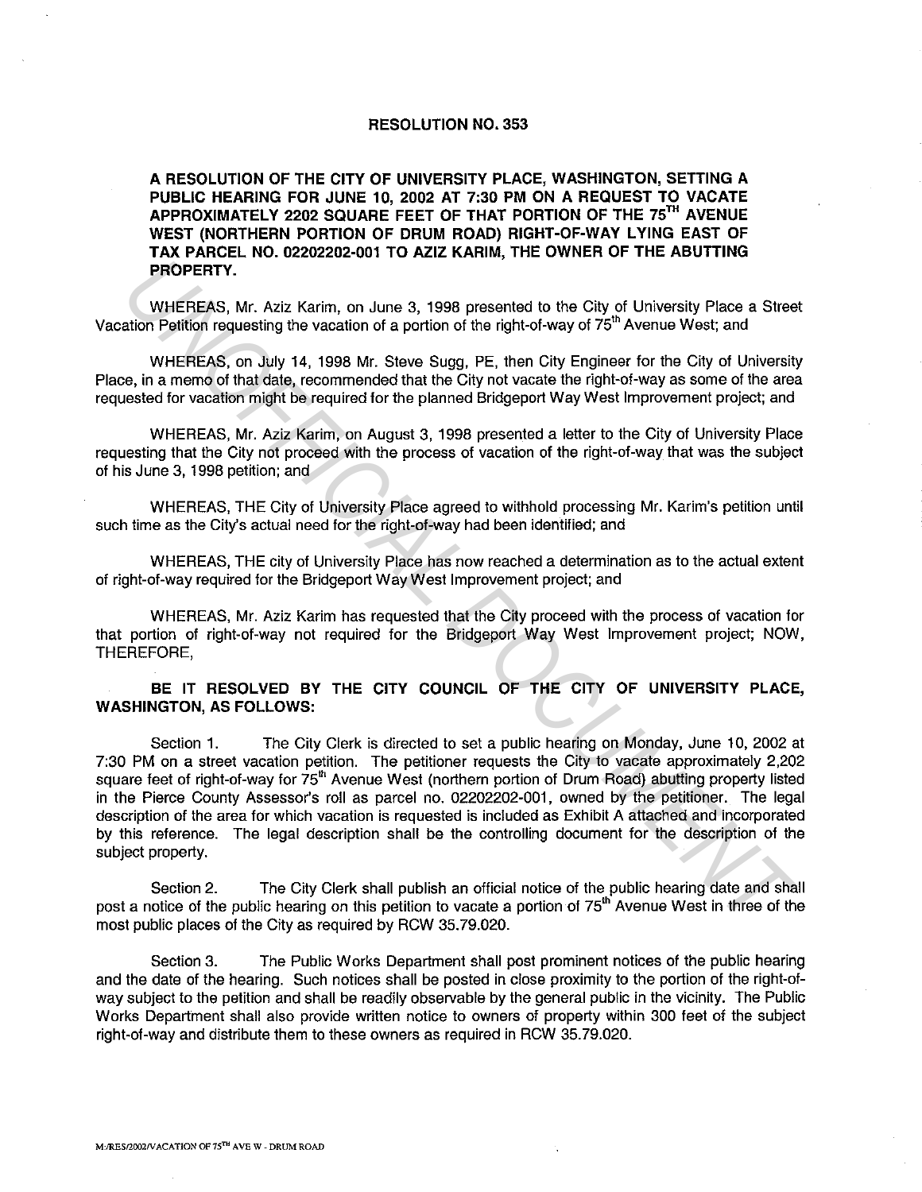# RESOLUTION NO. 353

**A RESOLUTION OF THE CITY OF UNIVERSITY PLACE, WASHINGTON, SETTING A PUBLIC HEARING FOR JUNE 10, 2002 AT 7:30 PM ON A REQUEST TO VACATE APPROXIMATELY 2202 SQUARE FEET OF THAT PORTION OF THE 75TH AVENUE WEST (NORTHERN PORTION OF DRUM ROAD) RIGHT-OF-WAY LYING EAST OF TAX PARCEL NO. 02202202-001 TO AZIZ KARIM, THE OWNER OF THE ABUTTING PROPERTY.**

WHEREAS, Mr. Aziz Karim, on June 3, 1998 presented to the City of University Place a Street Vacation Petition requesting the vacation of a portion of the right-of-way of 75th Avenue West; and

WHEREAS, on July 14, 1998 Mr. Steve Sugg, PE, then City Engineer for the City of University Place, in a memo of that date, recommended that the City not vacate the right-of-way as some of the area requested for vacation might be required for the planned Bridgeport Way West Improvement project; and

WHEREAS, Mr. Aziz Karim, on August 3, 1998 presented a letter to the City of University Place requesting that the City not proceed with the process of vacation of the right-of-way that was the subject of his June 3, 1998 petition; and

WHEREAS, THE City of University Place agreed to withhold processing Mr. Karim's petition until such time as the City's actual need for the right-of-way had been identified; and

WHEREAS, THE city of University Place has now reached a determination as to the actual extent of right-of-way required for the Bridgeport Way West Improvement project; and

WHEREAS, Mr. Aziz Karim has requested that the City proceed with the process of vacation for that portion of right-of-way not required for the Bridgeport Way West Improvement project; NOW, THEREFORE,

**BE IT RESOLVED BY THE CITY COUNCIL OF THE CITY OF UNIVERSITY PLACE, WASHINGTON, AS FOLLOWS:**

Section 1. The City Clerk is directed to set a public hearing on Monday, June 10, 2002 at 7:30 PM on a street vacation petition. The petitioner requests the City to vacate approximately 2,202 square feet of right-of-way for 75th Avenue West (northern portion of Drum Road) abutting property listed in the Pierce County Assessor's roll as parcel no. 02202202-001, owned by the petitioner. The legal description of the area for which vacation is requested is included as Exhibit A attached and incorporated by this reference. The legal description shall be the controlling document for the description of the subject property.

Section 2. The City Clerk shall publish an official notice of the public hearing date and shall post a notice of the public hearing on this petition to vacate a portion of 75th Avenue West in three of the most public places of the City as required by RCW 35.79.020.

Section 3. The Public Works Department shall post prominent notices of the public hearing and the date of the hearing. Such notices shall be posted in close proximity to the portion of the right-of-way subject to the petition and shall be readily observable by the general public in the vicinity. The Public Works Department shall also provide written notice to owners of property within 300 feet of the subject right-of-way and distribute them to these owners as required in RCW 35.79.020.

M:/RES/2002/VACATION OF 75TH AVE W - DRUM ROAD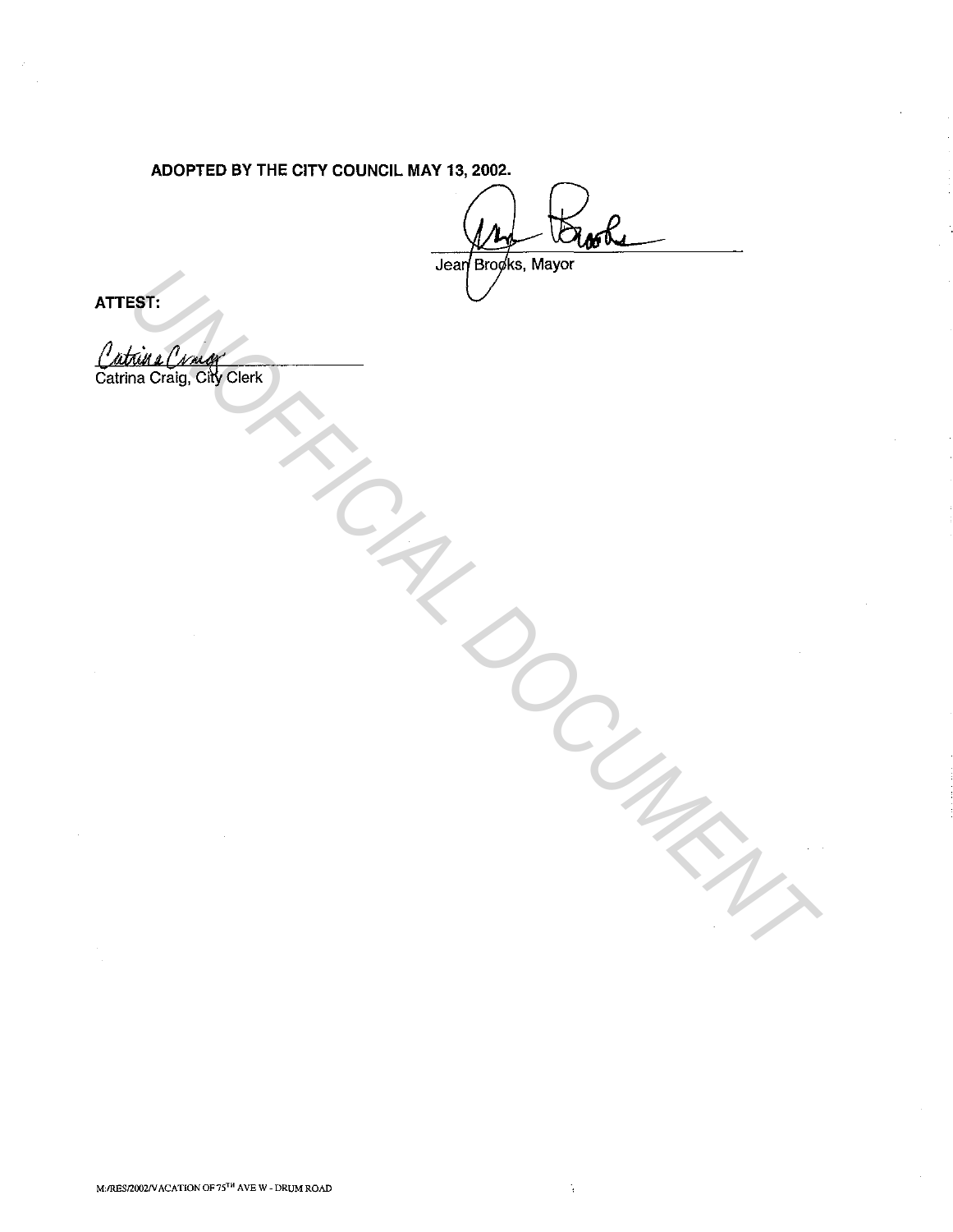**ADOPTED BY THE CITY COUNCIL MAY 13, 2002.**

Jean Brooks, Mayor

**ATTEST:**

Catrina Craig, City Clerk

M:/RES/2002/VACATION OF 75TH AVE W - DRUM ROAD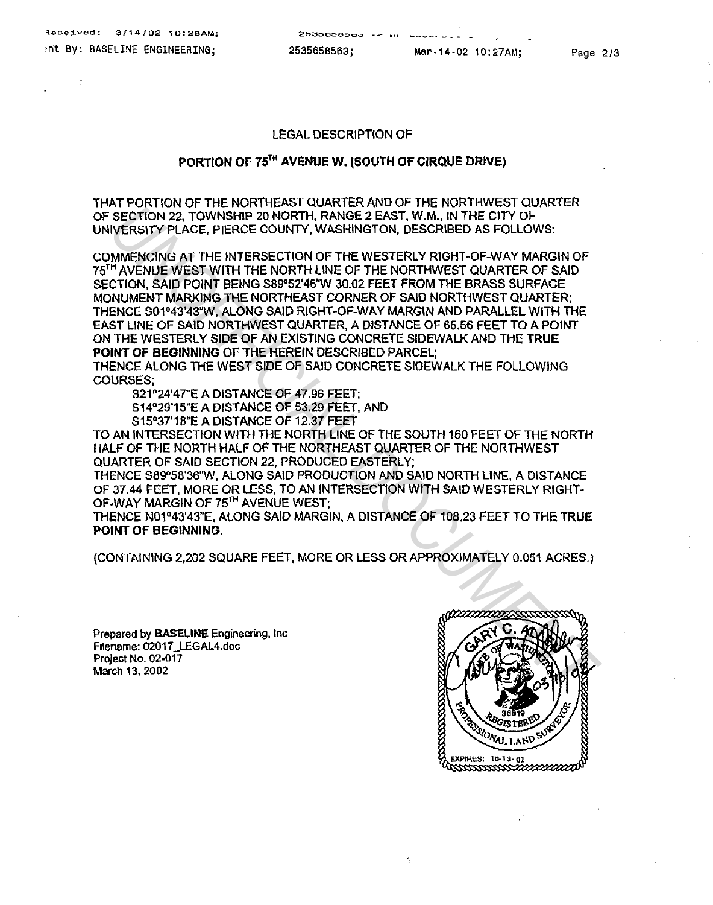## LEGAL DESCRIPTION OF

## PORTION OF 75TH AVENUE W. (SOUTH OF CIRQUE DRIVE)

THAT PORTION OF THE NORTHEAST QUARTER AND OF THE NORTHWEST QUARTER OF SECTION 22, TOWNSHIP 20 NORTH, RANGE 2 EAST, W.M., IN THE CITY OF UNIVERSITY PLACE, PIERCE COUNTY, WASHINGTON, DESCRIBED AS FOLLOWS:

COMMENCING AT THE INTERSECTION OF THE WESTERLY RIGHT-OF-WAY MARGIN OF 75TH AVENUE WEST WITH THE NORTH LINE OF THE NORTHWEST QUARTER OF SAID SECTION, SAID POINT BEING S89°52'46"W 30.02 FEET FROM THE BRASS SURFACE MONUMENT MARKING THE NORTHEAST CORNER OF SAID NORTHWEST QUARTER; THENCE S01°43'43"W, ALONG SAID RIGHT-OF-WAY MARGIN AND PARALLEL WITH THE EAST LINE OF SAID NORTHWEST QUARTER, A DISTANCE OF 65.56 FEET TO A POINT ON THE WESTERLY SIDE OF AN EXISTING CONCRETE SIDEWALK AND THE **TRUE POINT OF BEGINNING** OF THE HEREIN DESCRIBED PARCEL;
THENCE ALONG THE WEST SIDE OF SAID CONCRETE SIDEWALK THE FOLLOWING COURSES;

S21°24'47"E A DISTANCE OF 47.96 FEET;
S14°29'15"E A DISTANCE OF 53.29 FEET, AND
S15°37'18"E A DISTANCE OF 12.37 FEET

TO AN INTERSECTION WITH THE NORTH LINE OF THE SOUTH 160 FEET OF THE NORTH HALF OF THE NORTH HALF OF THE NORTHEAST QUARTER OF THE NORTHWEST QUARTER OF SAID SECTION 22, PRODUCED EASTERLY;
THENCE S89°58'36"W, ALONG SAID PRODUCTION AND SAID NORTH LINE, A DISTANCE OF 37.44 FEET, MORE OR LESS, TO AN INTERSECTION WITH SAID WESTERLY RIGHT-OF-WAY MARGIN OF 75TH AVENUE WEST;
THENCE N01°43'43"E, ALONG SAID MARGIN, A DISTANCE OF 108.23 FEET TO THE **TRUE POINT OF BEGINNING.**

(CONTAINING 2,202 SQUARE FEET, MORE OR LESS OR APPROXIMATELY 0.051 ACRES.)

Prepared by **BASELINE** Engineering, Inc
Filename: 02017_LEGAL4.doc
Project No. 02-017
March 13, 2002

GARY C. ALLEN — STATE OF WASHINGTON — 36819 — REGISTERED PROFESSIONAL LAND SURVEYOR — EXPIRES: 10-13-02 — 03/13/02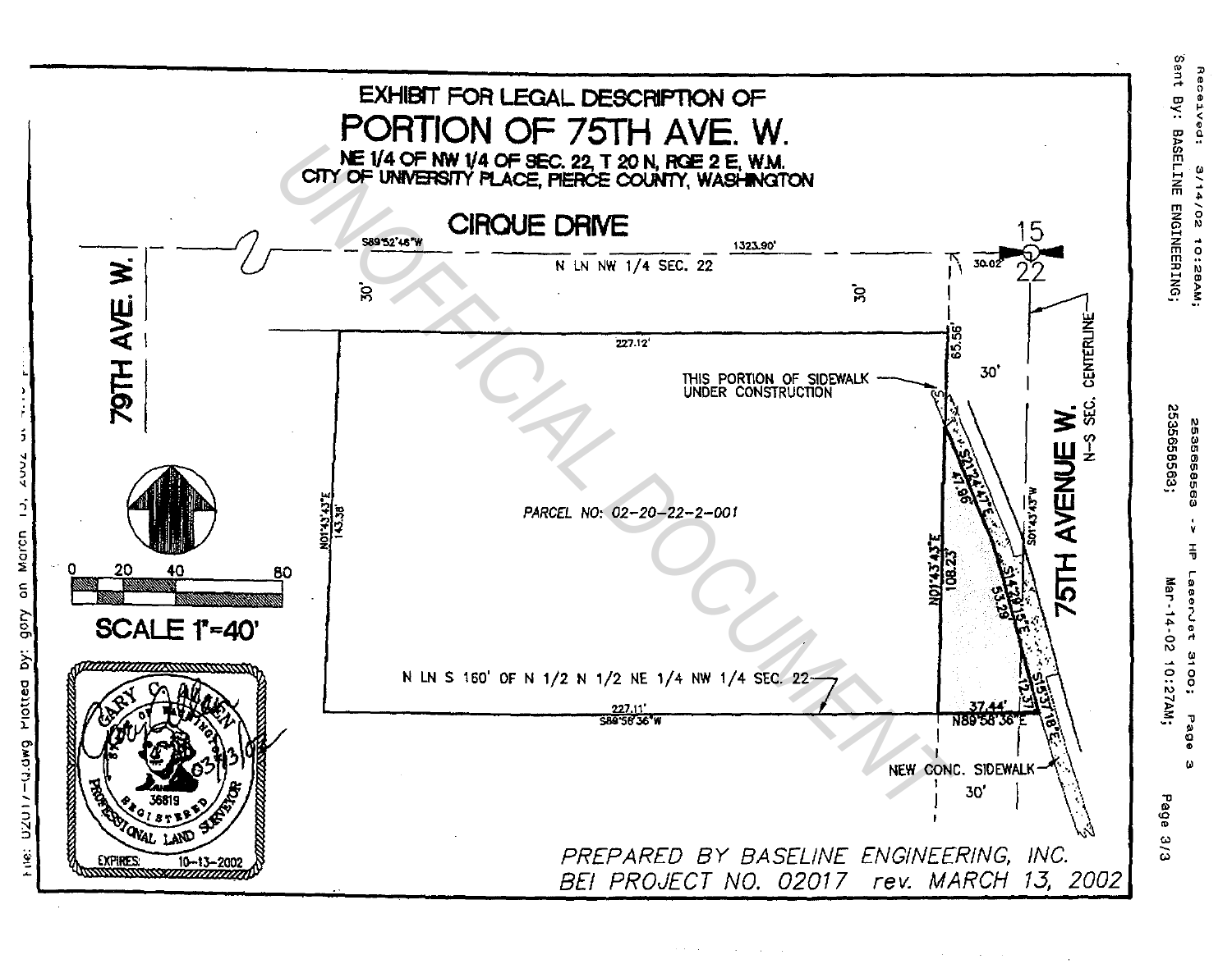# EXHIBIT FOR LEGAL DESCRIPTION OF

# PORTION OF 75TH AVE. W.

**NE 1/4 OF NW 1/4 OF SEC. 22, T 20 N, RGE 2 E, W.M.**
**CITY OF UNIVERSITY PLACE, PIERCE COUNTY, WASHINGTON**

UNOFFICIAL DOCUMENT

CIRQUE DRIVE

S89°52'48"W

1323.90'

N LN NW 1/4 SEC. 22

30.02'

15
22

30'

30'

79TH AVE. W.

227.12'

65.56'

30'

THIS PORTION OF SIDEWALK UNDER CONSTRUCTION

N-S SEC. CENTERLINE

75TH AVENUE W.

S01°43'43"W

PARCEL NO: 02-20-22-2-001

N01°43'43"E
143.38'

S15°24'47"E
98.47'

S14°29'15"E
53.29'

N01°43'43"E
108.23'

S15°57'18"E
12.37'

0 20 40 80

SCALE 1"=40'

N LN S 160' OF N 1/2 N 1/2 NE 1/4 NW 1/4 SEC. 22

227.11'
S89°58'36"W

37.44'
N89°58'36"E

NEW CONC. SIDEWALK

30'

GARY C. ALLEN
STATE OF WASHINGTON
36819
REGISTERED
PROFESSIONAL LAND SURVEYOR
03/13/02
EXPIRES: 10-13-2002

*PREPARED BY BASELINE ENGINEERING, INC.*
*BEI PROJECT NO. 02017 rev. MARCH 13, 2002*